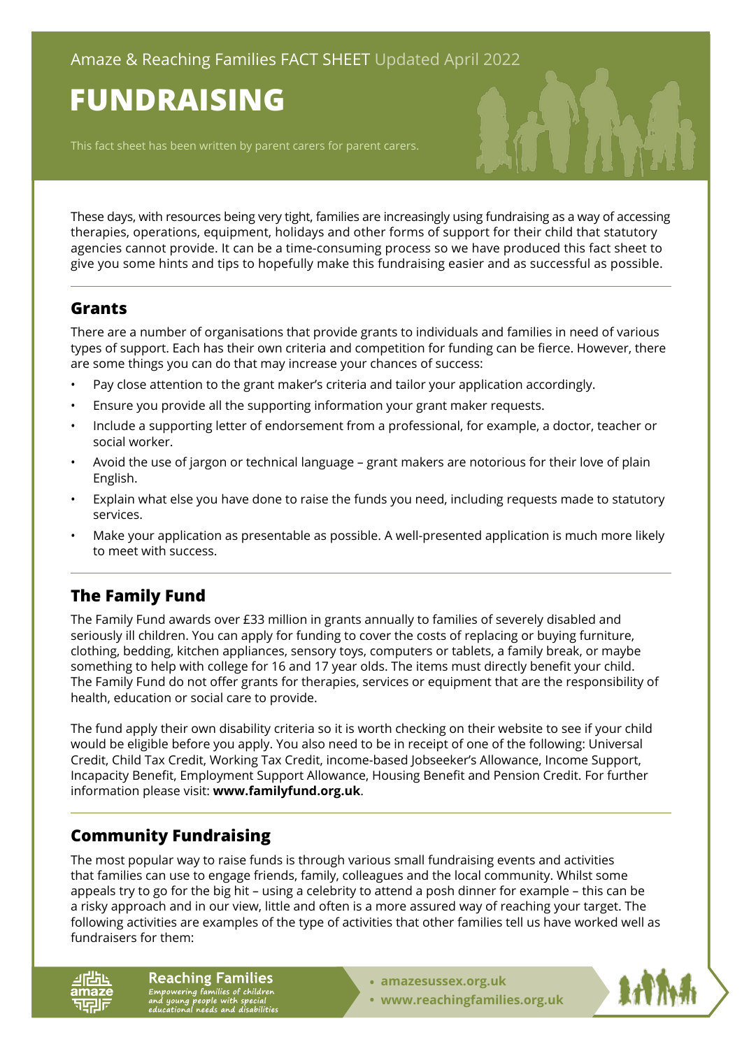Amaze & Reaching Families FACT SHEET Updated April 2022

# FUNDRAISING

This fact sheet has been written by parent carers for parent carers.

These days, with resources being very tight, families are increasingly using fundraising as a way of accessing therapies, operations, equipment, holidays and other forms of support for their child that statutory agencies cannot provide. It can be a time-consuming process so we have produced this fact sheet to give you some hints and tips to hopefully make this fundraising easier and as successful as possible.

## Grants

There are a number of organisations that provide grants to individuals and families in need of various types of support. Each has their own criteria and competition for funding can be fierce. However, there are some things you can do that may increase your chances of success:

- Pay close attention to the grant maker's criteria and tailor your application accordingly.
- Ensure you provide all the supporting information your grant maker requests.
- Include a supporting letter of endorsement from a professional, for example, a doctor, teacher or social worker.
- Avoid the use of jargon or technical language – grant makers are notorious for their love of plain English.
- Explain what else you have done to raise the funds you need, including requests made to statutory services.
- Make your application as presentable as possible. A well-presented application is much more likely to meet with success.

## The Family Fund

The Family Fund awards over £33 million in grants annually to families of severely disabled and seriously ill children. You can apply for funding to cover the costs of replacing or buying furniture, clothing, bedding, kitchen appliances, sensory toys, computers or tablets, a family break, or maybe something to help with college for 16 and 17 year olds. The items must directly benefit your child. The Family Fund do not offer grants for therapies, services or equipment that are the responsibility of health, education or social care to provide.

The fund apply their own disability criteria so it is worth checking on their website to see if your child would be eligible before you apply. You also need to be in receipt of one of the following: Universal Credit, Child Tax Credit, Working Tax Credit, income-based Jobseeker's Allowance, Income Support, Incapacity Benefit, Employment Support Allowance, Housing Benefit and Pension Credit. For further information please visit: **www.familyfund.org.uk**.

## Community Fundraising

The most popular way to raise funds is through various small fundraising events and activities that families can use to engage friends, family, colleagues and the local community. Whilst some appeals try to go for the big hit – using a celebrity to attend a posh dinner for example – this can be a risky approach and in our view, little and often is a more assured way of reaching your target. The following activities are examples of the type of activities that other families tell us have worked well as fundraisers for them: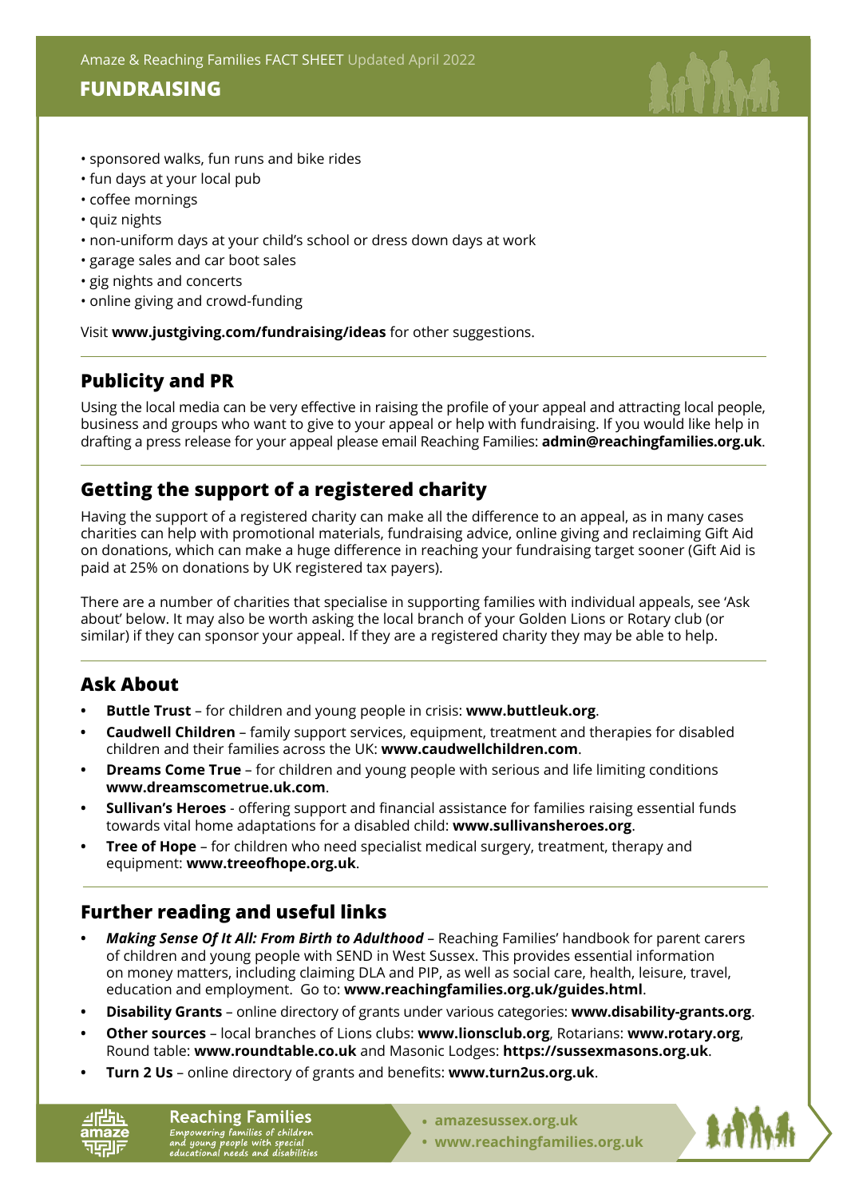- sponsored walks, fun runs and bike rides
- fun days at your local pub
- coffee mornings
- quiz nights
- non-uniform days at your child's school or dress down days at work
- garage sales and car boot sales
- gig nights and concerts
- online giving and crowd-funding

Visit **www.justgiving.com/fundraising/ideas** for other suggestions.

## Publicity and PR

Using the local media can be very effective in raising the profile of your appeal and attracting local people, business and groups who want to give to your appeal or help with fundraising. If you would like help in drafting a press release for your appeal please email Reaching Families: **admin@reachingfamilies.org.uk**.

## Getting the support of a registered charity

Having the support of a registered charity can make all the difference to an appeal, as in many cases charities can help with promotional materials, fundraising advice, online giving and reclaiming Gift Aid on donations, which can make a huge difference in reaching your fundraising target sooner (Gift Aid is paid at 25% on donations by UK registered tax payers).

There are a number of charities that specialise in supporting families with individual appeals, see 'Ask about' below. It may also be worth asking the local branch of your Golden Lions or Rotary club (or similar) if they can sponsor your appeal. If they are a registered charity they may be able to help.

## Ask About

- **Buttle Trust** – for children and young people in crisis: **www.buttleuk.org**.
- **Caudwell Children** – family support services, equipment, treatment and therapies for disabled children and their families across the UK: **www.caudwellchildren.com**.
- **Dreams Come True** – for children and young people with serious and life limiting conditions **www.dreamscometrue.uk.com**.
- **Sullivan's Heroes** - offering support and financial assistance for families raising essential funds towards vital home adaptations for a disabled child: **www.sullivansheroes.org**.
- **Tree of Hope** – for children who need specialist medical surgery, treatment, therapy and equipment: **www.treeofhope.org.uk**.

## Further reading and useful links

- ***Making Sense Of It All: From Birth to Adulthood*** – Reaching Families' handbook for parent carers of children and young people with SEND in West Sussex. This provides essential information on money matters, including claiming DLA and PIP, as well as social care, health, leisure, travel, education and employment. Go to: **www.reachingfamilies.org.uk/guides.html**.
- **Disability Grants** – online directory of grants under various categories: **www.disability-grants.org**.
- **Other sources** – local branches of Lions clubs: **www.lionsclub.org**, Rotarians: **www.rotary.org**, Round table: **www.roundtable.co.uk** and Masonic Lodges: **https://sussexmasons.org.uk**.
- **Turn 2 Us** – online directory of grants and benefits: **www.turn2us.org.uk**.